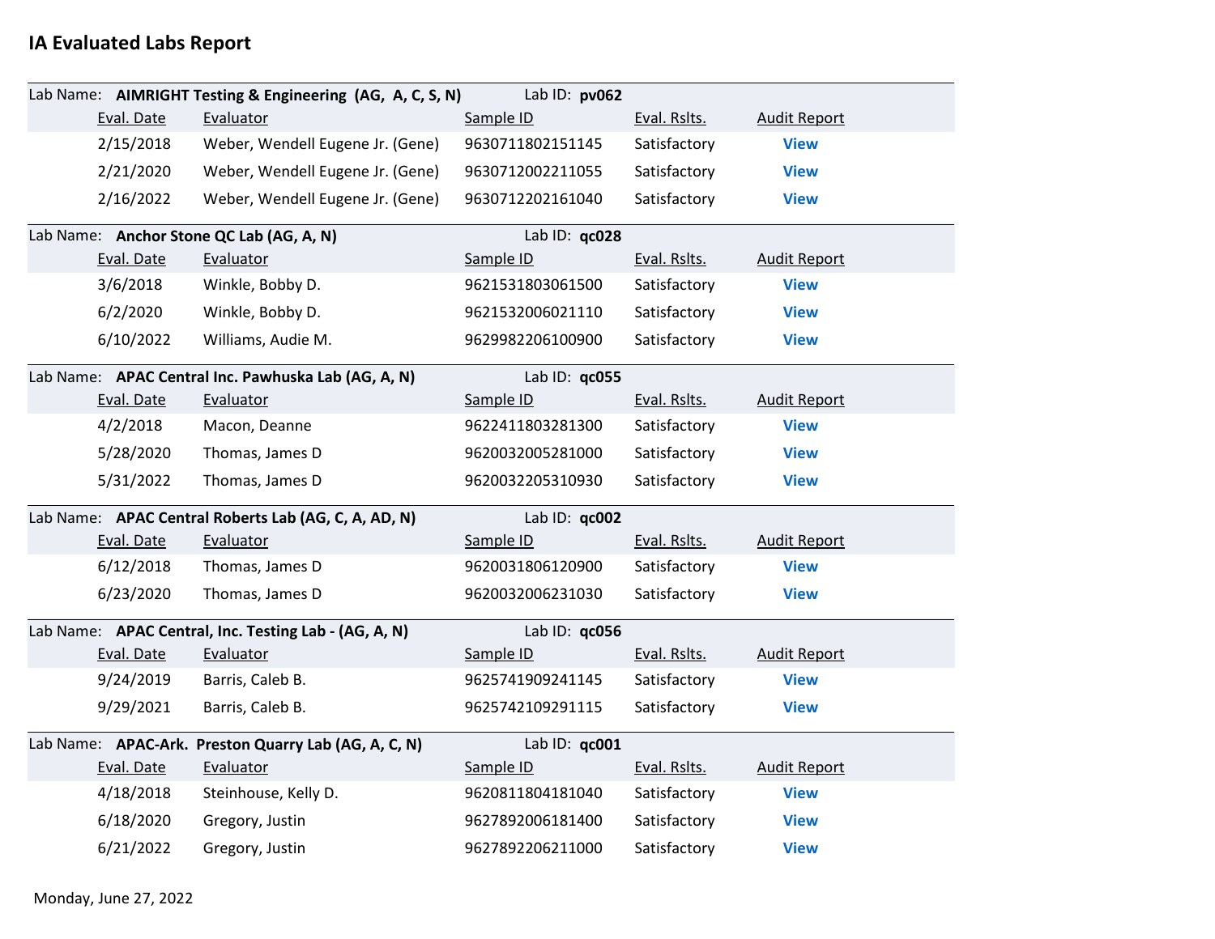# IA Evaluated Labs Report

Lab Name: **AIMRIGHT Testing & Engineering (AG, A, C, S, N)** Lab ID: **pv062**

| Eval. Date | Evaluator | Sample ID | Eval. Rslts. | Audit Report |
|---|---|---|---|---|
| 2/15/2018 | Weber, Wendell Eugene Jr. (Gene) | 9630711802151145 | Satisfactory | View |
| 2/21/2020 | Weber, Wendell Eugene Jr. (Gene) | 9630712002211055 | Satisfactory | View |
| 2/16/2022 | Weber, Wendell Eugene Jr. (Gene) | 9630712202161040 | Satisfactory | View |

Lab Name: **Anchor Stone QC Lab (AG, A, N)** Lab ID: **qc028**

| Eval. Date | Evaluator | Sample ID | Eval. Rslts. | Audit Report |
|---|---|---|---|---|
| 3/6/2018 | Winkle, Bobby D. | 9621531803061500 | Satisfactory | View |
| 6/2/2020 | Winkle, Bobby D. | 9621532006021110 | Satisfactory | View |
| 6/10/2022 | Williams, Audie M. | 9629982206100900 | Satisfactory | View |

Lab Name: **APAC Central Inc. Pawhuska Lab (AG, A, N)** Lab ID: **qc055**

| Eval. Date | Evaluator | Sample ID | Eval. Rslts. | Audit Report |
|---|---|---|---|---|
| 4/2/2018 | Macon, Deanne | 9622411803281300 | Satisfactory | View |
| 5/28/2020 | Thomas, James D | 9620032005281000 | Satisfactory | View |
| 5/31/2022 | Thomas, James D | 9620032205310930 | Satisfactory | View |

Lab Name: **APAC Central Roberts Lab (AG, C, A, AD, N)** Lab ID: **qc002**

| Eval. Date | Evaluator | Sample ID | Eval. Rslts. | Audit Report |
|---|---|---|---|---|
| 6/12/2018 | Thomas, James D | 9620031806120900 | Satisfactory | View |
| 6/23/2020 | Thomas, James D | 9620032006231030 | Satisfactory | View |

Lab Name: **APAC Central, Inc. Testing Lab - (AG, A, N)** Lab ID: **qc056**

| Eval. Date | Evaluator | Sample ID | Eval. Rslts. | Audit Report |
|---|---|---|---|---|
| 9/24/2019 | Barris, Caleb B. | 9625741909241145 | Satisfactory | View |
| 9/29/2021 | Barris, Caleb B. | 9625742109291115 | Satisfactory | View |

Lab Name: **APAC-Ark. Preston Quarry Lab (AG, A, C, N)** Lab ID: **qc001**

| Eval. Date | Evaluator | Sample ID | Eval. Rslts. | Audit Report |
|---|---|---|---|---|
| 4/18/2018 | Steinhouse, Kelly D. | 9620811804181040 | Satisfactory | View |
| 6/18/2020 | Gregory, Justin | 9627892006181400 | Satisfactory | View |
| 6/21/2022 | Gregory, Justin | 9627892206211000 | Satisfactory | View |

Monday, June 27, 2022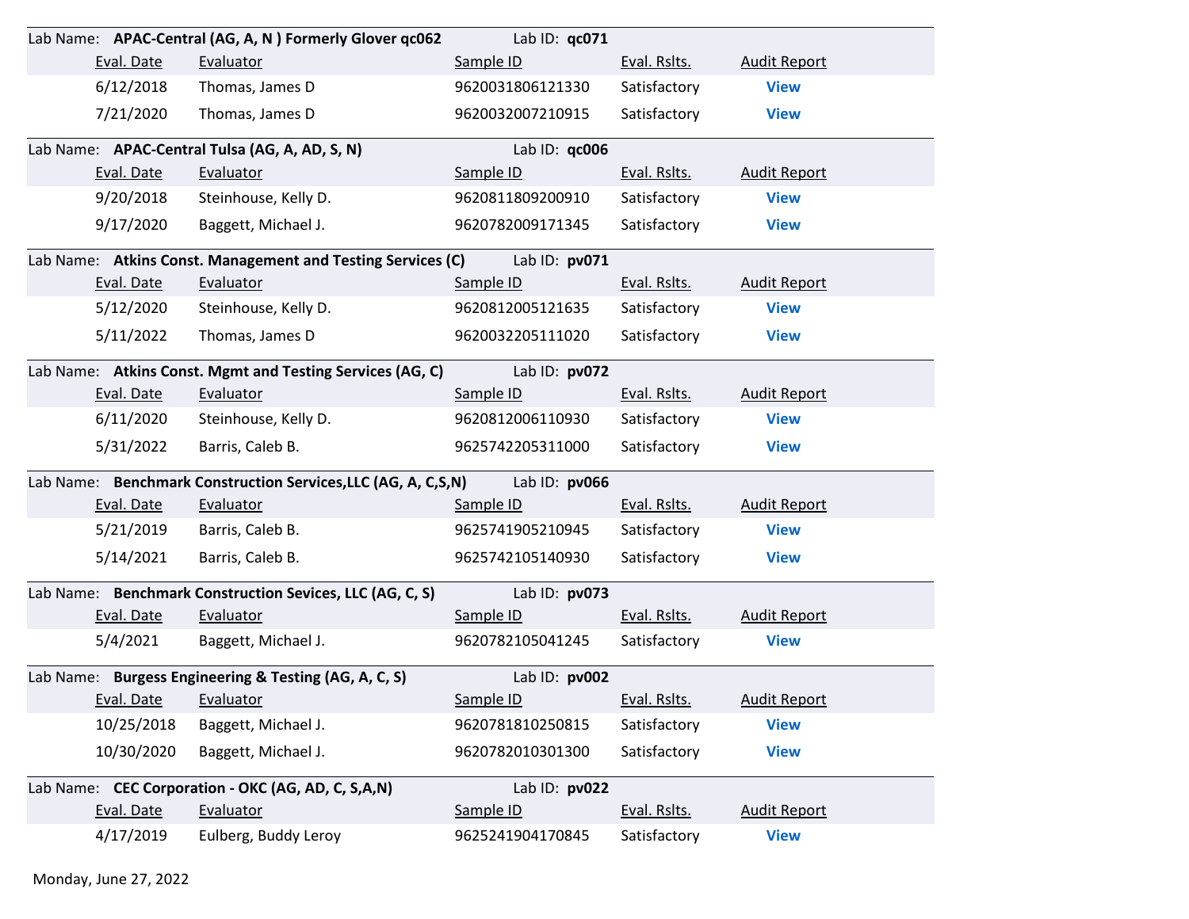**Lab Name: APAC-Central (AG, A, N ) Formerly Glover qc062** — **Lab ID: qc071**

| Eval. Date | Evaluator | Sample ID | Eval. Rslts. | Audit Report |
| --- | --- | --- | --- | --- |
| 6/12/2018 | Thomas, James D | 9620031806121330 | Satisfactory | View |
| 7/21/2020 | Thomas, James D | 9620032007210915 | Satisfactory | View |

**Lab Name: APAC-Central Tulsa (AG, A, AD, S, N)** — **Lab ID: qc006**

| Eval. Date | Evaluator | Sample ID | Eval. Rslts. | Audit Report |
| --- | --- | --- | --- | --- |
| 9/20/2018 | Steinhouse, Kelly D. | 9620811809200910 | Satisfactory | View |
| 9/17/2020 | Baggett, Michael J. | 9620782009171345 | Satisfactory | View |

**Lab Name: Atkins Const. Management and Testing Services (C)** — **Lab ID: pv071**

| Eval. Date | Evaluator | Sample ID | Eval. Rslts. | Audit Report |
| --- | --- | --- | --- | --- |
| 5/12/2020 | Steinhouse, Kelly D. | 9620812005121635 | Satisfactory | View |
| 5/11/2022 | Thomas, James D | 9620032205111020 | Satisfactory | View |

**Lab Name: Atkins Const. Mgmt and Testing Services (AG, C)** — **Lab ID: pv072**

| Eval. Date | Evaluator | Sample ID | Eval. Rslts. | Audit Report |
| --- | --- | --- | --- | --- |
| 6/11/2020 | Steinhouse, Kelly D. | 9620812006110930 | Satisfactory | View |
| 5/31/2022 | Barris, Caleb B. | 9625742205311000 | Satisfactory | View |

**Lab Name: Benchmark Construction Services,LLC (AG, A, C,S,N)** — **Lab ID: pv066**

| Eval. Date | Evaluator | Sample ID | Eval. Rslts. | Audit Report |
| --- | --- | --- | --- | --- |
| 5/21/2019 | Barris, Caleb B. | 9625741905210945 | Satisfactory | View |
| 5/14/2021 | Barris, Caleb B. | 9625742105140930 | Satisfactory | View |

**Lab Name: Benchmark Construction Sevices, LLC (AG, C, S)** — **Lab ID: pv073**

| Eval. Date | Evaluator | Sample ID | Eval. Rslts. | Audit Report |
| --- | --- | --- | --- | --- |
| 5/4/2021 | Baggett, Michael J. | 9620782105041245 | Satisfactory | View |

**Lab Name: Burgess Engineering & Testing (AG, A, C, S)** — **Lab ID: pv002**

| Eval. Date | Evaluator | Sample ID | Eval. Rslts. | Audit Report |
| --- | --- | --- | --- | --- |
| 10/25/2018 | Baggett, Michael J. | 9620781810250815 | Satisfactory | View |
| 10/30/2020 | Baggett, Michael J. | 9620782010301300 | Satisfactory | View |

**Lab Name: CEC Corporation - OKC (AG, AD, C, S,A,N)** — **Lab ID: pv022**

| Eval. Date | Evaluator | Sample ID | Eval. Rslts. | Audit Report |
| --- | --- | --- | --- | --- |
| 4/17/2019 | Eulberg, Buddy Leroy | 9625241904170845 | Satisfactory | View |

Monday, June 27, 2022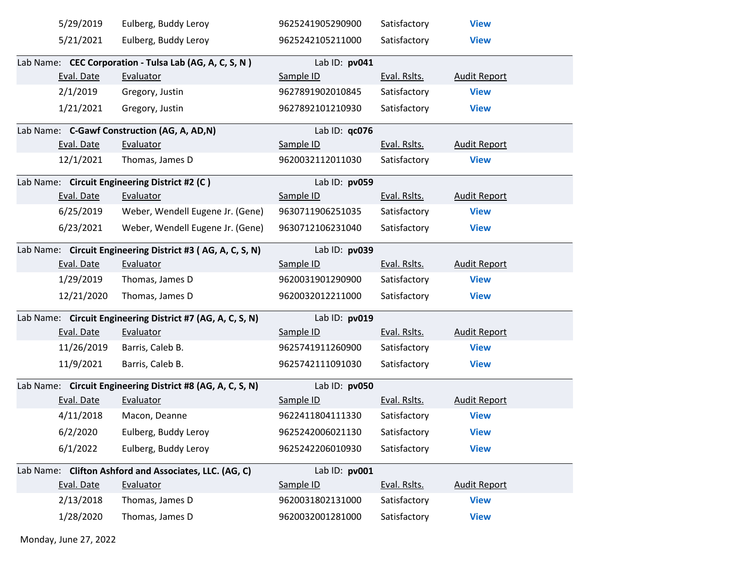| Eval. Date | Evaluator | Sample ID | Eval. Rslts. | Audit Report |
|---|---|---|---|---|
| 5/29/2019 | Eulberg, Buddy Leroy | 9625241905290900 | Satisfactory | View |
| 5/21/2021 | Eulberg, Buddy Leroy | 9625242105211000 | Satisfactory | View |

Lab Name: **CEC Corporation - Tulsa Lab (AG, A, C, S, N )** Lab ID: **pv041**

| Eval. Date | Evaluator | Sample ID | Eval. Rslts. | Audit Report |
|---|---|---|---|---|
| 2/1/2019 | Gregory, Justin | 9627891902010845 | Satisfactory | View |
| 1/21/2021 | Gregory, Justin | 9627892101210930 | Satisfactory | View |

Lab Name: **C-Gawf Construction (AG, A, AD,N)** Lab ID: **qc076**

| Eval. Date | Evaluator | Sample ID | Eval. Rslts. | Audit Report |
|---|---|---|---|---|
| 12/1/2021 | Thomas, James D | 9620032112011030 | Satisfactory | View |

Lab Name: **Circuit Engineering District #2 (C )** Lab ID: **pv059**

| Eval. Date | Evaluator | Sample ID | Eval. Rslts. | Audit Report |
|---|---|---|---|---|
| 6/25/2019 | Weber, Wendell Eugene Jr. (Gene) | 9630711906251035 | Satisfactory | View |
| 6/23/2021 | Weber, Wendell Eugene Jr. (Gene) | 9630712106231040 | Satisfactory | View |

Lab Name: **Circuit Engineering District #3 ( AG, A, C, S, N)** Lab ID: **pv039**

| Eval. Date | Evaluator | Sample ID | Eval. Rslts. | Audit Report |
|---|---|---|---|---|
| 1/29/2019 | Thomas, James D | 9620031901290900 | Satisfactory | View |
| 12/21/2020 | Thomas, James D | 9620032012211000 | Satisfactory | View |

Lab Name: **Circuit Engineering District #7 (AG, A, C, S, N)** Lab ID: **pv019**

| Eval. Date | Evaluator | Sample ID | Eval. Rslts. | Audit Report |
|---|---|---|---|---|
| 11/26/2019 | Barris, Caleb B. | 9625741911260900 | Satisfactory | View |
| 11/9/2021 | Barris, Caleb B. | 9625742111091030 | Satisfactory | View |

Lab Name: **Circuit Engineering District #8 (AG, A, C, S, N)** Lab ID: **pv050**

| Eval. Date | Evaluator | Sample ID | Eval. Rslts. | Audit Report |
|---|---|---|---|---|
| 4/11/2018 | Macon, Deanne | 9622411804111330 | Satisfactory | View |
| 6/2/2020 | Eulberg, Buddy Leroy | 9625242006021130 | Satisfactory | View |
| 6/1/2022 | Eulberg, Buddy Leroy | 9625242206010930 | Satisfactory | View |

Lab Name: **Clifton Ashford and Associates, LLC. (AG, C)** Lab ID: **pv001**

| Eval. Date | Evaluator | Sample ID | Eval. Rslts. | Audit Report |
|---|---|---|---|---|
| 2/13/2018 | Thomas, James D | 9620031802131000 | Satisfactory | View |
| 1/28/2020 | Thomas, James D | 9620032001281000 | Satisfactory | View |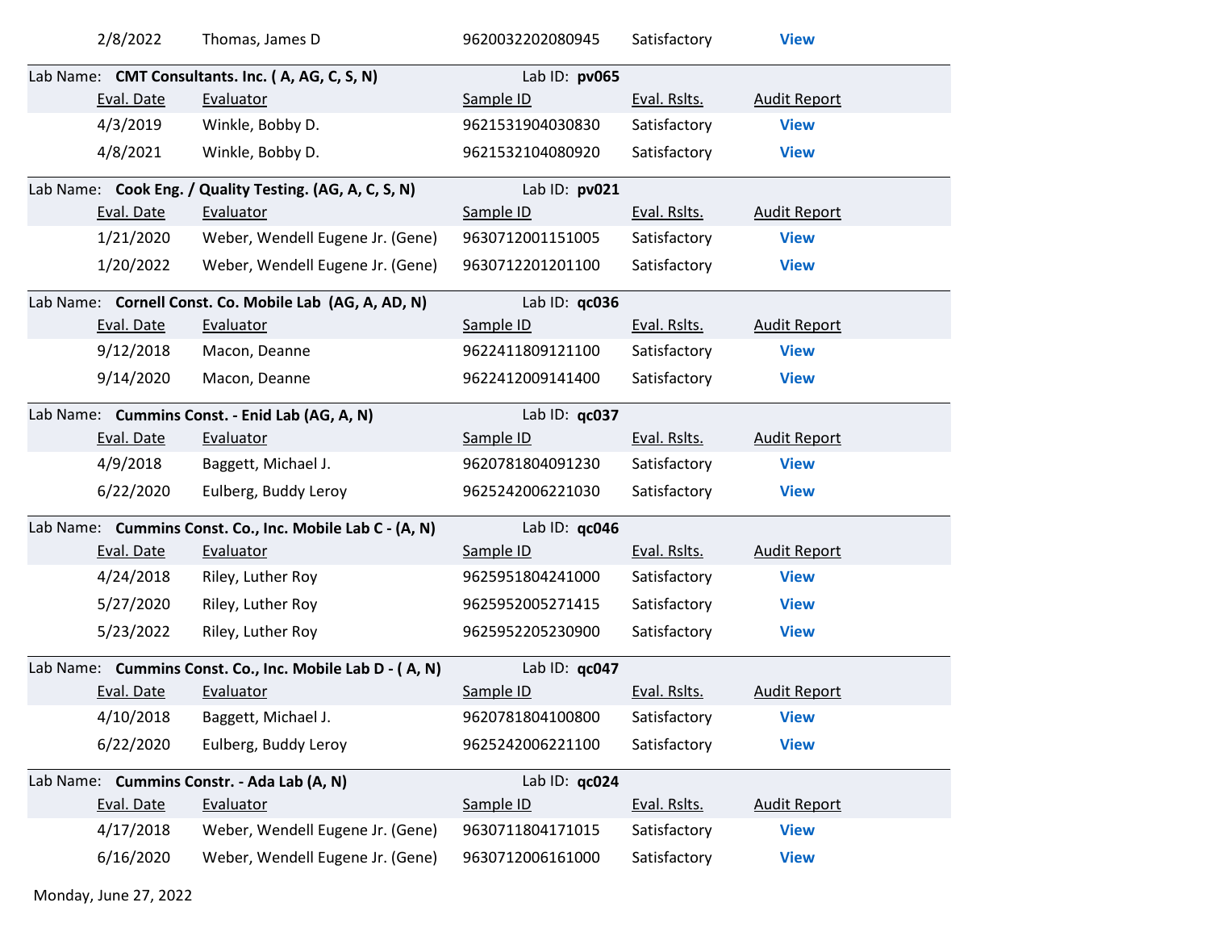| | Eval. Date | Evaluator | Sample ID | Eval. Rslts. | Audit Report |
|---|---|---|---|---|---|
| | 2/8/2022 | Thomas, James D | 9620032202080945 | Satisfactory | View |

Lab Name: **CMT Consultants. Inc. ( A, AG, C, S, N)** Lab ID: **pv065**

| Eval. Date | Evaluator | Sample ID | Eval. Rslts. | Audit Report |
|---|---|---|---|---|
| 4/3/2019 | Winkle, Bobby D. | 9621531904030830 | Satisfactory | View |
| 4/8/2021 | Winkle, Bobby D. | 9621532104080920 | Satisfactory | View |

Lab Name: **Cook Eng. / Quality Testing. (AG, A, C, S, N)** Lab ID: **pv021**

| Eval. Date | Evaluator | Sample ID | Eval. Rslts. | Audit Report |
|---|---|---|---|---|
| 1/21/2020 | Weber, Wendell Eugene Jr. (Gene) | 9630712001151005 | Satisfactory | View |
| 1/20/2022 | Weber, Wendell Eugene Jr. (Gene) | 9630712201201100 | Satisfactory | View |

Lab Name: **Cornell Const. Co. Mobile Lab (AG, A, AD, N)** Lab ID: **qc036**

| Eval. Date | Evaluator | Sample ID | Eval. Rslts. | Audit Report |
|---|---|---|---|---|
| 9/12/2018 | Macon, Deanne | 9622411809121100 | Satisfactory | View |
| 9/14/2020 | Macon, Deanne | 9622412009141400 | Satisfactory | View |

Lab Name: **Cummins Const. - Enid Lab (AG, A, N)** Lab ID: **qc037**

| Eval. Date | Evaluator | Sample ID | Eval. Rslts. | Audit Report |
|---|---|---|---|---|
| 4/9/2018 | Baggett, Michael J. | 9620781804091230 | Satisfactory | View |
| 6/22/2020 | Eulberg, Buddy Leroy | 9625242006221030 | Satisfactory | View |

Lab Name: **Cummins Const. Co., Inc. Mobile Lab C - (A, N)** Lab ID: **qc046**

| Eval. Date | Evaluator | Sample ID | Eval. Rslts. | Audit Report |
|---|---|---|---|---|
| 4/24/2018 | Riley, Luther Roy | 9625951804241000 | Satisfactory | View |
| 5/27/2020 | Riley, Luther Roy | 9625952005271415 | Satisfactory | View |
| 5/23/2022 | Riley, Luther Roy | 9625952205230900 | Satisfactory | View |

Lab Name: **Cummins Const. Co., Inc. Mobile Lab D - ( A, N)** Lab ID: **qc047**

| Eval. Date | Evaluator | Sample ID | Eval. Rslts. | Audit Report |
|---|---|---|---|---|
| 4/10/2018 | Baggett, Michael J. | 9620781804100800 | Satisfactory | View |
| 6/22/2020 | Eulberg, Buddy Leroy | 9625242006221100 | Satisfactory | View |

Lab Name: **Cummins Constr. - Ada Lab (A, N)** Lab ID: **qc024**

| Eval. Date | Evaluator | Sample ID | Eval. Rslts. | Audit Report |
|---|---|---|---|---|
| 4/17/2018 | Weber, Wendell Eugene Jr. (Gene) | 9630711804171015 | Satisfactory | View |
| 6/16/2020 | Weber, Wendell Eugene Jr. (Gene) | 9630712006161000 | Satisfactory | View |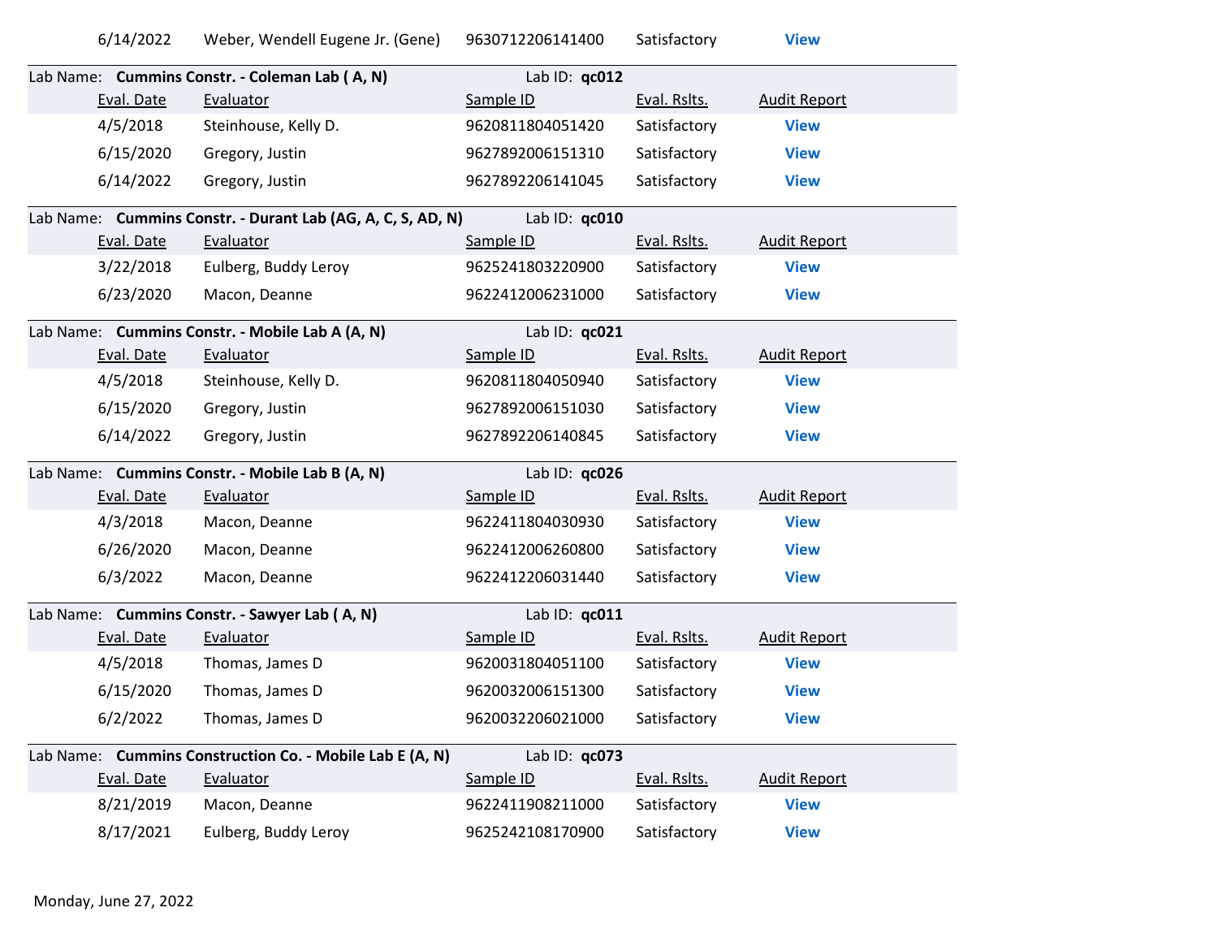| Eval. Date | Evaluator | Sample ID | Eval. Rslts. | Audit Report |
|---|---|---|---|---|
| 6/14/2022 | Weber, Wendell Eugene Jr. (Gene) | 9630712206141400 | Satisfactory | View |

Lab Name: **Cummins Constr. - Coleman Lab ( A, N)** Lab ID: **qc012**

| Eval. Date | Evaluator | Sample ID | Eval. Rslts. | Audit Report |
|---|---|---|---|---|
| 4/5/2018 | Steinhouse, Kelly D. | 9620811804051420 | Satisfactory | View |
| 6/15/2020 | Gregory, Justin | 9627892006151310 | Satisfactory | View |
| 6/14/2022 | Gregory, Justin | 9627892206141045 | Satisfactory | View |

Lab Name: **Cummins Constr. - Durant Lab (AG, A, C, S, AD, N)** Lab ID: **qc010**

| Eval. Date | Evaluator | Sample ID | Eval. Rslts. | Audit Report |
|---|---|---|---|---|
| 3/22/2018 | Eulberg, Buddy Leroy | 9625241803220900 | Satisfactory | View |
| 6/23/2020 | Macon, Deanne | 9622412006231000 | Satisfactory | View |

Lab Name: **Cummins Constr. - Mobile Lab A (A, N)** Lab ID: **qc021**

| Eval. Date | Evaluator | Sample ID | Eval. Rslts. | Audit Report |
|---|---|---|---|---|
| 4/5/2018 | Steinhouse, Kelly D. | 9620811804050940 | Satisfactory | View |
| 6/15/2020 | Gregory, Justin | 9627892006151030 | Satisfactory | View |
| 6/14/2022 | Gregory, Justin | 9627892206140845 | Satisfactory | View |

Lab Name: **Cummins Constr. - Mobile Lab B (A, N)** Lab ID: **qc026**

| Eval. Date | Evaluator | Sample ID | Eval. Rslts. | Audit Report |
|---|---|---|---|---|
| 4/3/2018 | Macon, Deanne | 9622411804030930 | Satisfactory | View |
| 6/26/2020 | Macon, Deanne | 9622412006260800 | Satisfactory | View |
| 6/3/2022 | Macon, Deanne | 9622412206031440 | Satisfactory | View |

Lab Name: **Cummins Constr. - Sawyer Lab ( A, N)** Lab ID: **qc011**

| Eval. Date | Evaluator | Sample ID | Eval. Rslts. | Audit Report |
|---|---|---|---|---|
| 4/5/2018 | Thomas, James D | 9620031804051100 | Satisfactory | View |
| 6/15/2020 | Thomas, James D | 9620032006151300 | Satisfactory | View |
| 6/2/2022 | Thomas, James D | 9620032206021000 | Satisfactory | View |

Lab Name: **Cummins Construction Co. - Mobile Lab E (A, N)** Lab ID: **qc073**

| Eval. Date | Evaluator | Sample ID | Eval. Rslts. | Audit Report |
|---|---|---|---|---|
| 8/21/2019 | Macon, Deanne | 9622411908211000 | Satisfactory | View |
| 8/17/2021 | Eulberg, Buddy Leroy | 9625242108170900 | Satisfactory | View |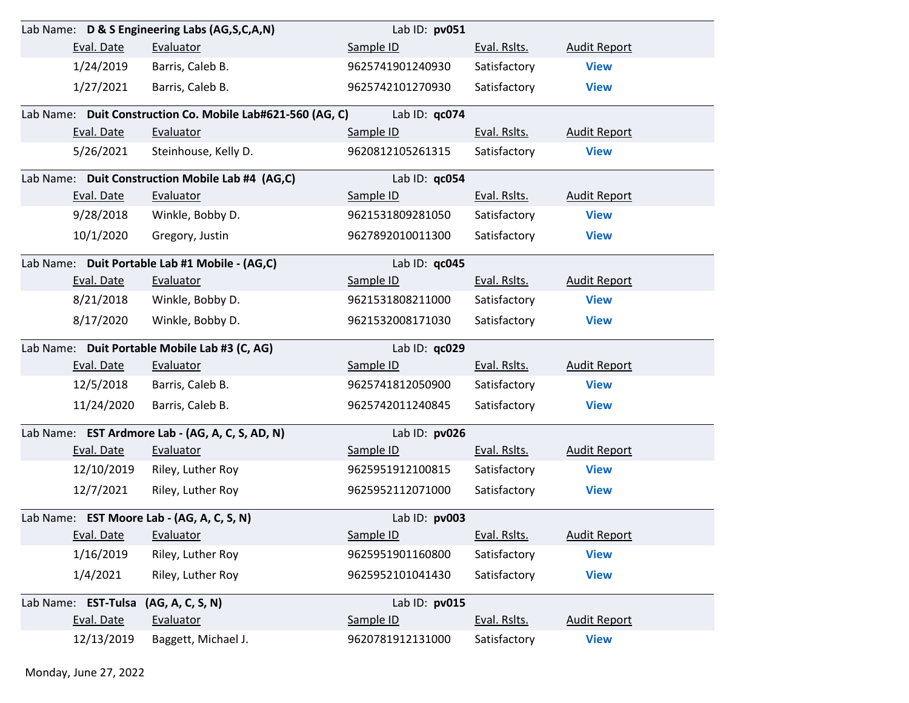Lab Name: **D & S Engineering Labs (AG,S,C,A,N)** Lab ID: **pv051**

| Eval. Date | Evaluator | Sample ID | Eval. Rslts. | Audit Report |
|---|---|---|---|---|
| 1/24/2019 | Barris, Caleb B. | 9625741901240930 | Satisfactory | **View** |
| 1/27/2021 | Barris, Caleb B. | 9625742101270930 | Satisfactory | **View** |

Lab Name: **Duit Construction Co. Mobile Lab#621-560 (AG, C)** Lab ID: **qc074**

| Eval. Date | Evaluator | Sample ID | Eval. Rslts. | Audit Report |
|---|---|---|---|---|
| 5/26/2021 | Steinhouse, Kelly D. | 9620812105261315 | Satisfactory | **View** |

Lab Name: **Duit Construction Mobile Lab #4 (AG,C)** Lab ID: **qc054**

| Eval. Date | Evaluator | Sample ID | Eval. Rslts. | Audit Report |
|---|---|---|---|---|
| 9/28/2018 | Winkle, Bobby D. | 9621531809281050 | Satisfactory | **View** |
| 10/1/2020 | Gregory, Justin | 9627892010011300 | Satisfactory | **View** |

Lab Name: **Duit Portable Lab #1 Mobile - (AG,C)** Lab ID: **qc045**

| Eval. Date | Evaluator | Sample ID | Eval. Rslts. | Audit Report |
|---|---|---|---|---|
| 8/21/2018 | Winkle, Bobby D. | 9621531808211000 | Satisfactory | **View** |
| 8/17/2020 | Winkle, Bobby D. | 9621532008171030 | Satisfactory | **View** |

Lab Name: **Duit Portable Mobile Lab #3 (C, AG)** Lab ID: **qc029**

| Eval. Date | Evaluator | Sample ID | Eval. Rslts. | Audit Report |
|---|---|---|---|---|
| 12/5/2018 | Barris, Caleb B. | 9625741812050900 | Satisfactory | **View** |
| 11/24/2020 | Barris, Caleb B. | 9625742011240845 | Satisfactory | **View** |

Lab Name: **EST Ardmore Lab - (AG, A, C, S, AD, N)** Lab ID: **pv026**

| Eval. Date | Evaluator | Sample ID | Eval. Rslts. | Audit Report |
|---|---|---|---|---|
| 12/10/2019 | Riley, Luther Roy | 9625951912100815 | Satisfactory | **View** |
| 12/7/2021 | Riley, Luther Roy | 9625952112071000 | Satisfactory | **View** |

Lab Name: **EST Moore Lab - (AG, A, C, S, N)** Lab ID: **pv003**

| Eval. Date | Evaluator | Sample ID | Eval. Rslts. | Audit Report |
|---|---|---|---|---|
| 1/16/2019 | Riley, Luther Roy | 9625951901160800 | Satisfactory | **View** |
| 1/4/2021 | Riley, Luther Roy | 9625952101041430 | Satisfactory | **View** |

Lab Name: **EST-Tulsa (AG, A, C, S, N)** Lab ID: **pv015**

| Eval. Date | Evaluator | Sample ID | Eval. Rslts. | Audit Report |
|---|---|---|---|---|
| 12/13/2019 | Baggett, Michael J. | 9620781912131000 | Satisfactory | **View** |

Monday, June 27, 2022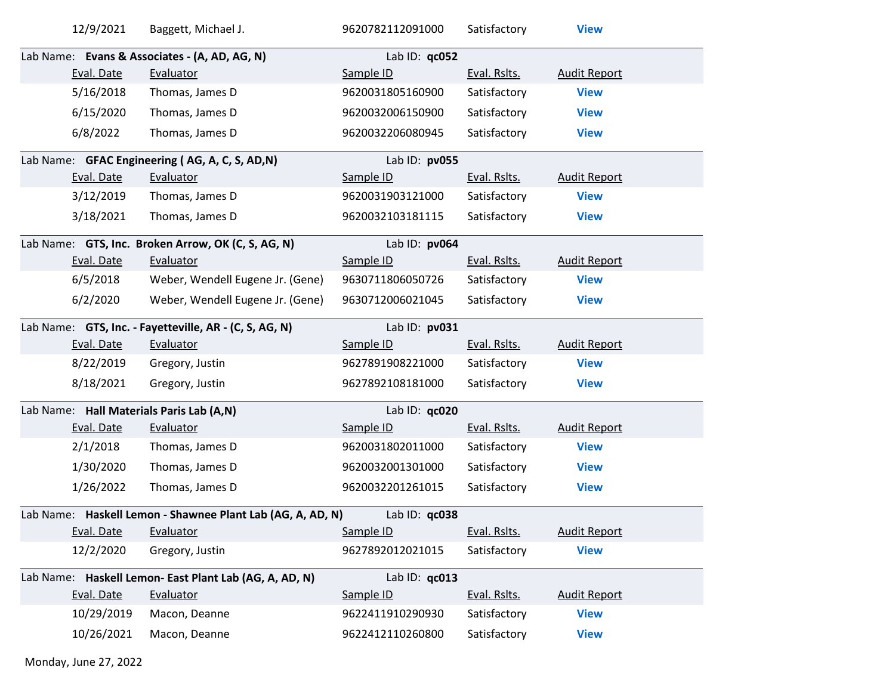| Eval. Date | Evaluator | Sample ID | Eval. Rslts. | Audit Report |
|---|---|---|---|---|
| 12/9/2021 | Baggett, Michael J. | 9620782112091000 | Satisfactory | View |

**Lab Name: Evans & Associates - (A, AD, AG, N)** Lab ID: **qc052**

| Eval. Date | Evaluator | Sample ID | Eval. Rslts. | Audit Report |
|---|---|---|---|---|
| 5/16/2018 | Thomas, James D | 9620031805160900 | Satisfactory | View |
| 6/15/2020 | Thomas, James D | 9620032006150900 | Satisfactory | View |
| 6/8/2022 | Thomas, James D | 9620032206080945 | Satisfactory | View |

**Lab Name: GFAC Engineering ( AG, A, C, S, AD,N)** Lab ID: **pv055**

| Eval. Date | Evaluator | Sample ID | Eval. Rslts. | Audit Report |
|---|---|---|---|---|
| 3/12/2019 | Thomas, James D | 9620031903121000 | Satisfactory | View |
| 3/18/2021 | Thomas, James D | 9620032103181115 | Satisfactory | View |

**Lab Name: GTS, Inc. Broken Arrow, OK (C, S, AG, N)** Lab ID: **pv064**

| Eval. Date | Evaluator | Sample ID | Eval. Rslts. | Audit Report |
|---|---|---|---|---|
| 6/5/2018 | Weber, Wendell Eugene Jr. (Gene) | 9630711806050726 | Satisfactory | View |
| 6/2/2020 | Weber, Wendell Eugene Jr. (Gene) | 9630712006021045 | Satisfactory | View |

**Lab Name: GTS, Inc. - Fayetteville, AR - (C, S, AG, N)** Lab ID: **pv031**

| Eval. Date | Evaluator | Sample ID | Eval. Rslts. | Audit Report |
|---|---|---|---|---|
| 8/22/2019 | Gregory, Justin | 9627891908221000 | Satisfactory | View |
| 8/18/2021 | Gregory, Justin | 9627892108181000 | Satisfactory | View |

**Lab Name: Hall Materials Paris Lab (A,N)** Lab ID: **qc020**

| Eval. Date | Evaluator | Sample ID | Eval. Rslts. | Audit Report |
|---|---|---|---|---|
| 2/1/2018 | Thomas, James D | 9620031802011000 | Satisfactory | View |
| 1/30/2020 | Thomas, James D | 9620032001301000 | Satisfactory | View |
| 1/26/2022 | Thomas, James D | 9620032201261015 | Satisfactory | View |

**Lab Name: Haskell Lemon - Shawnee Plant Lab (AG, A, AD, N)** Lab ID: **qc038**

| Eval. Date | Evaluator | Sample ID | Eval. Rslts. | Audit Report |
|---|---|---|---|---|
| 12/2/2020 | Gregory, Justin | 9627892012021015 | Satisfactory | View |

**Lab Name: Haskell Lemon- East Plant Lab (AG, A, AD, N)** Lab ID: **qc013**

| Eval. Date | Evaluator | Sample ID | Eval. Rslts. | Audit Report |
|---|---|---|---|---|
| 10/29/2019 | Macon, Deanne | 9622411910290930 | Satisfactory | View |
| 10/26/2021 | Macon, Deanne | 9622412110260800 | Satisfactory | View |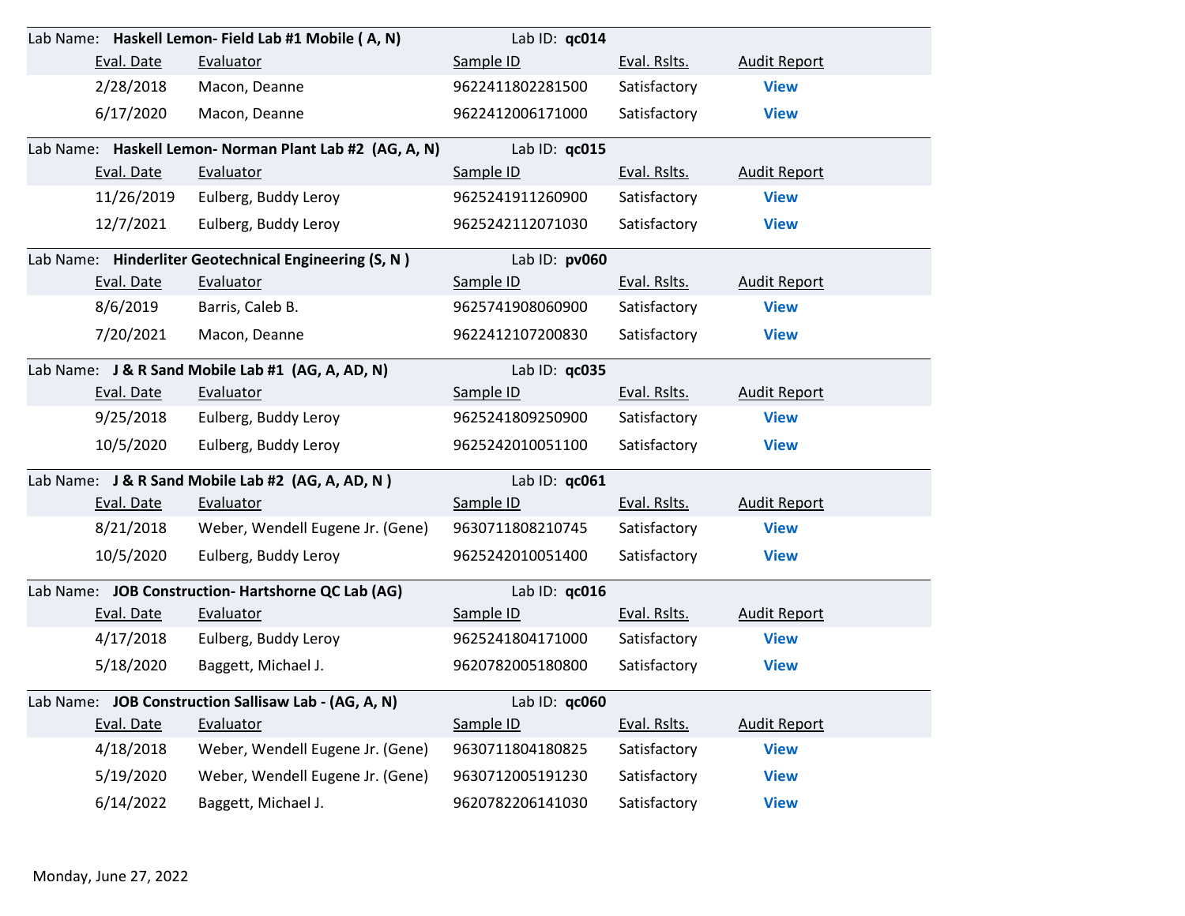Lab Name: **Haskell Lemon- Field Lab #1 Mobile ( A, N)** Lab ID: **qc014**

| Eval. Date | Evaluator | Sample ID | Eval. Rslts. | Audit Report |
|---|---|---|---|---|
| 2/28/2018 | Macon, Deanne | 9622411802281500 | Satisfactory | View |
| 6/17/2020 | Macon, Deanne | 9622412006171000 | Satisfactory | View |

Lab Name: **Haskell Lemon- Norman Plant Lab #2 (AG, A, N)** Lab ID: **qc015**

| Eval. Date | Evaluator | Sample ID | Eval. Rslts. | Audit Report |
|---|---|---|---|---|
| 11/26/2019 | Eulberg, Buddy Leroy | 9625241911260900 | Satisfactory | View |
| 12/7/2021 | Eulberg, Buddy Leroy | 9625242112071030 | Satisfactory | View |

Lab Name: **Hinderliter Geotechnical Engineering (S, N )** Lab ID: **pv060**

| Eval. Date | Evaluator | Sample ID | Eval. Rslts. | Audit Report |
|---|---|---|---|---|
| 8/6/2019 | Barris, Caleb B. | 9625741908060900 | Satisfactory | View |
| 7/20/2021 | Macon, Deanne | 9622412107200830 | Satisfactory | View |

Lab Name: **J & R Sand Mobile Lab #1 (AG, A, AD, N)** Lab ID: **qc035**

| Eval. Date | Evaluator | Sample ID | Eval. Rslts. | Audit Report |
|---|---|---|---|---|
| 9/25/2018 | Eulberg, Buddy Leroy | 9625241809250900 | Satisfactory | View |
| 10/5/2020 | Eulberg, Buddy Leroy | 9625242010051100 | Satisfactory | View |

Lab Name: **J & R Sand Mobile Lab #2 (AG, A, AD, N )** Lab ID: **qc061**

| Eval. Date | Evaluator | Sample ID | Eval. Rslts. | Audit Report |
|---|---|---|---|---|
| 8/21/2018 | Weber, Wendell Eugene Jr. (Gene) | 9630711808210745 | Satisfactory | View |
| 10/5/2020 | Eulberg, Buddy Leroy | 9625242010051400 | Satisfactory | View |

Lab Name: **JOB Construction- Hartshorne QC Lab (AG)** Lab ID: **qc016**

| Eval. Date | Evaluator | Sample ID | Eval. Rslts. | Audit Report |
|---|---|---|---|---|
| 4/17/2018 | Eulberg, Buddy Leroy | 9625241804171000 | Satisfactory | View |
| 5/18/2020 | Baggett, Michael J. | 9620782005180800 | Satisfactory | View |

Lab Name: **JOB Construction Sallisaw Lab - (AG, A, N)** Lab ID: **qc060**

| Eval. Date | Evaluator | Sample ID | Eval. Rslts. | Audit Report |
|---|---|---|---|---|
| 4/18/2018 | Weber, Wendell Eugene Jr. (Gene) | 9630711804180825 | Satisfactory | View |
| 5/19/2020 | Weber, Wendell Eugene Jr. (Gene) | 9630712005191230 | Satisfactory | View |
| 6/14/2022 | Baggett, Michael J. | 9620782206141030 | Satisfactory | View |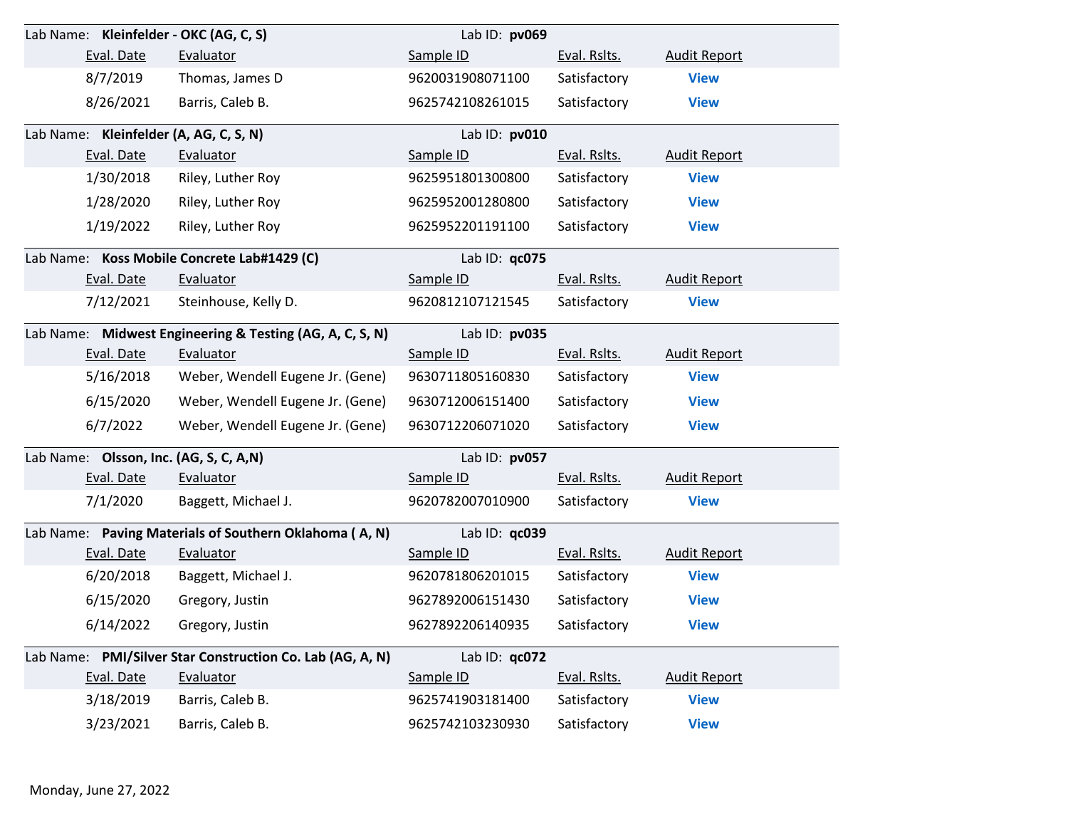Lab Name: **Kleinfelder - OKC (AG, C, S)** Lab ID: **pv069**

| Eval. Date | Evaluator | Sample ID | Eval. Rslts. | Audit Report |
|---|---|---|---|---|
| 8/7/2019 | Thomas, James D | 9620031908071100 | Satisfactory | View |
| 8/26/2021 | Barris, Caleb B. | 9625742108261015 | Satisfactory | View |

Lab Name: **Kleinfelder (A, AG, C, S, N)** Lab ID: **pv010**

| Eval. Date | Evaluator | Sample ID | Eval. Rslts. | Audit Report |
|---|---|---|---|---|
| 1/30/2018 | Riley, Luther Roy | 9625951801300800 | Satisfactory | View |
| 1/28/2020 | Riley, Luther Roy | 9625952001280800 | Satisfactory | View |
| 1/19/2022 | Riley, Luther Roy | 9625952201191100 | Satisfactory | View |

Lab Name: **Koss Mobile Concrete Lab#1429 (C)** Lab ID: **qc075**

| Eval. Date | Evaluator | Sample ID | Eval. Rslts. | Audit Report |
|---|---|---|---|---|
| 7/12/2021 | Steinhouse, Kelly D. | 9620812107121545 | Satisfactory | View |

Lab Name: **Midwest Engineering & Testing (AG, A, C, S, N)** Lab ID: **pv035**

| Eval. Date | Evaluator | Sample ID | Eval. Rslts. | Audit Report |
|---|---|---|---|---|
| 5/16/2018 | Weber, Wendell Eugene Jr. (Gene) | 9630711805160830 | Satisfactory | View |
| 6/15/2020 | Weber, Wendell Eugene Jr. (Gene) | 9630712006151400 | Satisfactory | View |
| 6/7/2022 | Weber, Wendell Eugene Jr. (Gene) | 9630712206071020 | Satisfactory | View |

Lab Name: **Olsson, Inc. (AG, S, C, A,N)** Lab ID: **pv057**

| Eval. Date | Evaluator | Sample ID | Eval. Rslts. | Audit Report |
|---|---|---|---|---|
| 7/1/2020 | Baggett, Michael J. | 9620782007010900 | Satisfactory | View |

Lab Name: **Paving Materials of Southern Oklahoma ( A, N)** Lab ID: **qc039**

| Eval. Date | Evaluator | Sample ID | Eval. Rslts. | Audit Report |
|---|---|---|---|---|
| 6/20/2018 | Baggett, Michael J. | 9620781806201015 | Satisfactory | View |
| 6/15/2020 | Gregory, Justin | 9627892006151430 | Satisfactory | View |
| 6/14/2022 | Gregory, Justin | 9627892206140935 | Satisfactory | View |

Lab Name: **PMI/Silver Star Construction Co. Lab (AG, A, N)** Lab ID: **qc072**

| Eval. Date | Evaluator | Sample ID | Eval. Rslts. | Audit Report |
|---|---|---|---|---|
| 3/18/2019 | Barris, Caleb B. | 9625741903181400 | Satisfactory | View |
| 3/23/2021 | Barris, Caleb B. | 9625742103230930 | Satisfactory | View |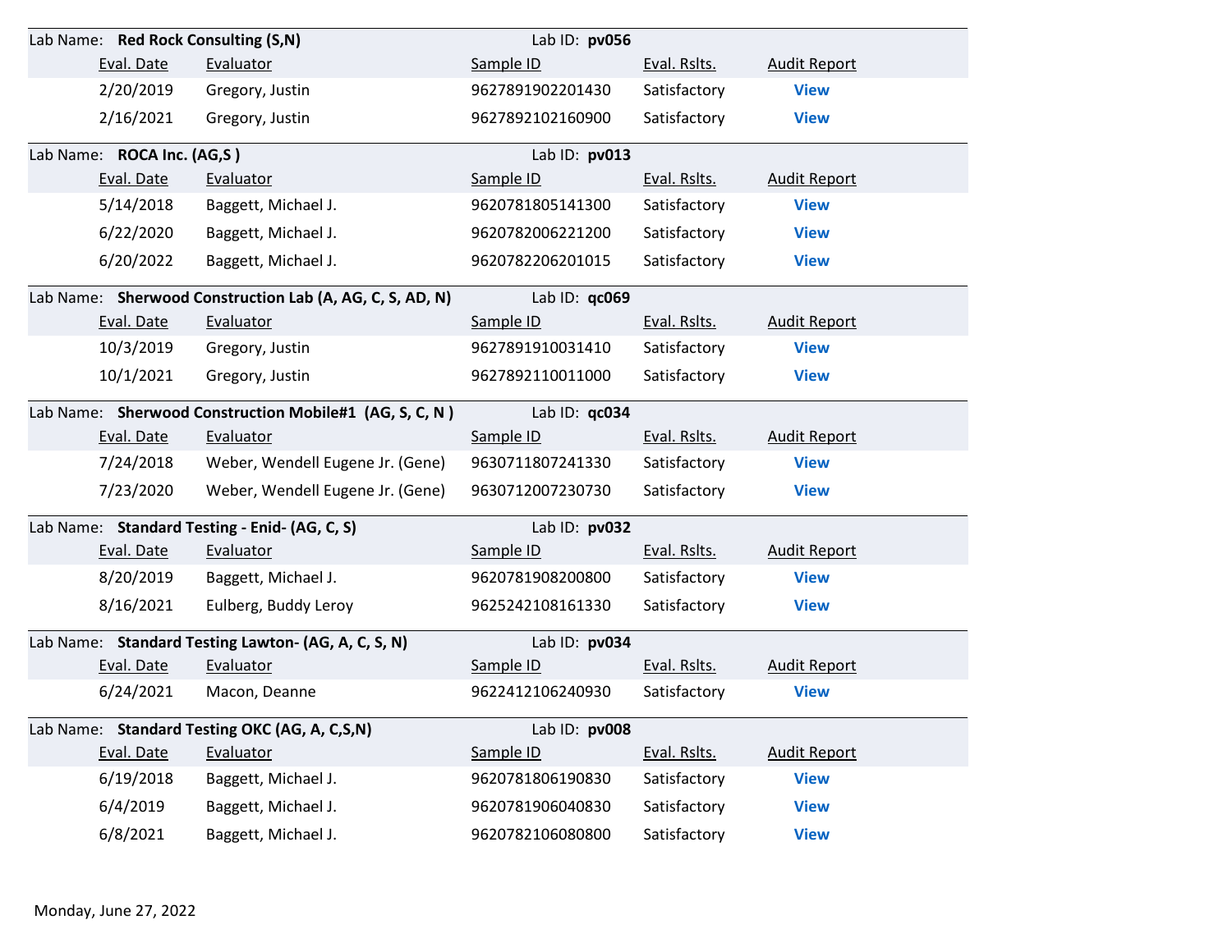Lab Name: **Red Rock Consulting (S,N)** Lab ID: **pv056**

| Eval. Date | Evaluator | Sample ID | Eval. Rslts. | Audit Report |
|---|---|---|---|---|
| 2/20/2019 | Gregory, Justin | 9627891902201430 | Satisfactory | **View** |
| 2/16/2021 | Gregory, Justin | 9627892102160900 | Satisfactory | **View** |

Lab Name: **ROCA Inc. (AG,S )** Lab ID: **pv013**

| Eval. Date | Evaluator | Sample ID | Eval. Rslts. | Audit Report |
|---|---|---|---|---|
| 5/14/2018 | Baggett, Michael J. | 9620781805141300 | Satisfactory | **View** |
| 6/22/2020 | Baggett, Michael J. | 9620782006221200 | Satisfactory | **View** |
| 6/20/2022 | Baggett, Michael J. | 9620782206201015 | Satisfactory | **View** |

Lab Name: **Sherwood Construction Lab (A, AG, C, S, AD, N)** Lab ID: **qc069**

| Eval. Date | Evaluator | Sample ID | Eval. Rslts. | Audit Report |
|---|---|---|---|---|
| 10/3/2019 | Gregory, Justin | 9627891910031410 | Satisfactory | **View** |
| 10/1/2021 | Gregory, Justin | 9627892110011000 | Satisfactory | **View** |

Lab Name: **Sherwood Construction Mobile#1 (AG, S, C, N )** Lab ID: **qc034**

| Eval. Date | Evaluator | Sample ID | Eval. Rslts. | Audit Report |
|---|---|---|---|---|
| 7/24/2018 | Weber, Wendell Eugene Jr. (Gene) | 9630711807241330 | Satisfactory | **View** |
| 7/23/2020 | Weber, Wendell Eugene Jr. (Gene) | 9630712007230730 | Satisfactory | **View** |

Lab Name: **Standard Testing - Enid- (AG, C, S)** Lab ID: **pv032**

| Eval. Date | Evaluator | Sample ID | Eval. Rslts. | Audit Report |
|---|---|---|---|---|
| 8/20/2019 | Baggett, Michael J. | 9620781908200800 | Satisfactory | **View** |
| 8/16/2021 | Eulberg, Buddy Leroy | 9625242108161330 | Satisfactory | **View** |

Lab Name: **Standard Testing Lawton- (AG, A, C, S, N)** Lab ID: **pv034**

| Eval. Date | Evaluator | Sample ID | Eval. Rslts. | Audit Report |
|---|---|---|---|---|
| 6/24/2021 | Macon, Deanne | 9622412106240930 | Satisfactory | **View** |

Lab Name: **Standard Testing OKC (AG, A, C,S,N)** Lab ID: **pv008**

| Eval. Date | Evaluator | Sample ID | Eval. Rslts. | Audit Report |
|---|---|---|---|---|
| 6/19/2018 | Baggett, Michael J. | 9620781806190830 | Satisfactory | **View** |
| 6/4/2019 | Baggett, Michael J. | 9620781906040830 | Satisfactory | **View** |
| 6/8/2021 | Baggett, Michael J. | 9620782106080800 | Satisfactory | **View** |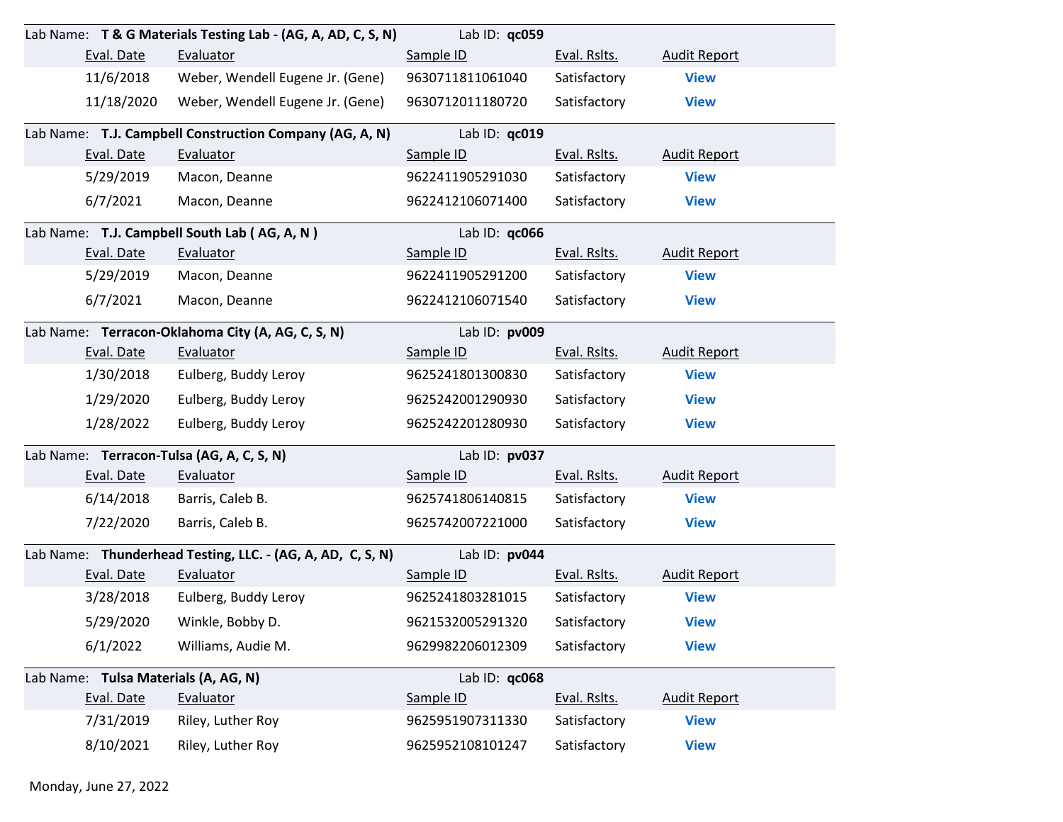**Lab Name: T & G Materials Testing Lab - (AG, A, AD, C, S, N)** — **Lab ID: qc059**

| Eval. Date | Evaluator | Sample ID | Eval. Rslts. | Audit Report |
|---|---|---|---|---|
| 11/6/2018 | Weber, Wendell Eugene Jr. (Gene) | 9630711811061040 | Satisfactory | View |
| 11/18/2020 | Weber, Wendell Eugene Jr. (Gene) | 9630712011180720 | Satisfactory | View |

**Lab Name: T.J. Campbell Construction Company (AG, A, N)** — **Lab ID: qc019**

| Eval. Date | Evaluator | Sample ID | Eval. Rslts. | Audit Report |
|---|---|---|---|---|
| 5/29/2019 | Macon, Deanne | 9622411905291030 | Satisfactory | View |
| 6/7/2021 | Macon, Deanne | 9622412106071400 | Satisfactory | View |

**Lab Name: T.J. Campbell South Lab ( AG, A, N )** — **Lab ID: qc066**

| Eval. Date | Evaluator | Sample ID | Eval. Rslts. | Audit Report |
|---|---|---|---|---|
| 5/29/2019 | Macon, Deanne | 9622411905291200 | Satisfactory | View |
| 6/7/2021 | Macon, Deanne | 9622412106071540 | Satisfactory | View |

**Lab Name: Terracon-Oklahoma City (A, AG, C, S, N)** — **Lab ID: pv009**

| Eval. Date | Evaluator | Sample ID | Eval. Rslts. | Audit Report |
|---|---|---|---|---|
| 1/30/2018 | Eulberg, Buddy Leroy | 9625241801300830 | Satisfactory | View |
| 1/29/2020 | Eulberg, Buddy Leroy | 9625242001290930 | Satisfactory | View |
| 1/28/2022 | Eulberg, Buddy Leroy | 9625242201280930 | Satisfactory | View |

**Lab Name: Terracon-Tulsa (AG, A, C, S, N)** — **Lab ID: pv037**

| Eval. Date | Evaluator | Sample ID | Eval. Rslts. | Audit Report |
|---|---|---|---|---|
| 6/14/2018 | Barris, Caleb B. | 9625741806140815 | Satisfactory | View |
| 7/22/2020 | Barris, Caleb B. | 9625742007221000 | Satisfactory | View |

**Lab Name: Thunderhead Testing, LLC. - (AG, A, AD, C, S, N)** — **Lab ID: pv044**

| Eval. Date | Evaluator | Sample ID | Eval. Rslts. | Audit Report |
|---|---|---|---|---|
| 3/28/2018 | Eulberg, Buddy Leroy | 9625241803281015 | Satisfactory | View |
| 5/29/2020 | Winkle, Bobby D. | 9621532005291320 | Satisfactory | View |
| 6/1/2022 | Williams, Audie M. | 9629982206012309 | Satisfactory | View |

**Lab Name: Tulsa Materials (A, AG, N)** — **Lab ID: qc068**

| Eval. Date | Evaluator | Sample ID | Eval. Rslts. | Audit Report |
|---|---|---|---|---|
| 7/31/2019 | Riley, Luther Roy | 9625951907311330 | Satisfactory | View |
| 8/10/2021 | Riley, Luther Roy | 9625952108101247 | Satisfactory | View |

Monday, June 27, 2022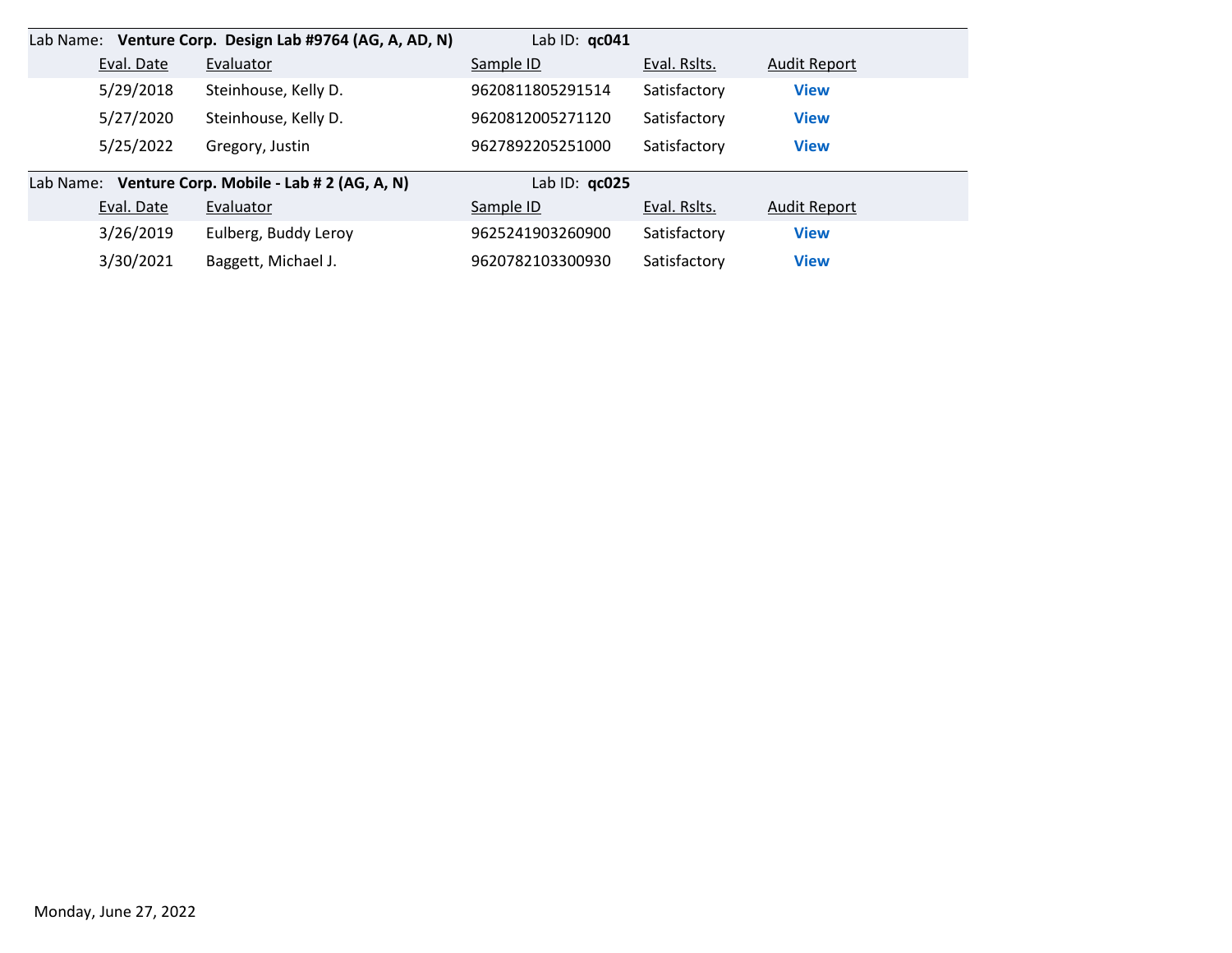Lab Name: **Venture Corp. Design Lab #9764 (AG, A, AD, N)** Lab ID: **qc041**

| Eval. Date | Evaluator | Sample ID | Eval. Rslts. | Audit Report |
|---|---|---|---|---|
| 5/29/2018 | Steinhouse, Kelly D. | 9620811805291514 | Satisfactory | **View** |
| 5/27/2020 | Steinhouse, Kelly D. | 9620812005271120 | Satisfactory | **View** |
| 5/25/2022 | Gregory, Justin | 9627892205251000 | Satisfactory | **View** |

Lab Name: **Venture Corp. Mobile - Lab # 2 (AG, A, N)** Lab ID: **qc025**

| Eval. Date | Evaluator | Sample ID | Eval. Rslts. | Audit Report |
|---|---|---|---|---|
| 3/26/2019 | Eulberg, Buddy Leroy | 9625241903260900 | Satisfactory | **View** |
| 3/30/2021 | Baggett, Michael J. | 9620782103300930 | Satisfactory | **View** |